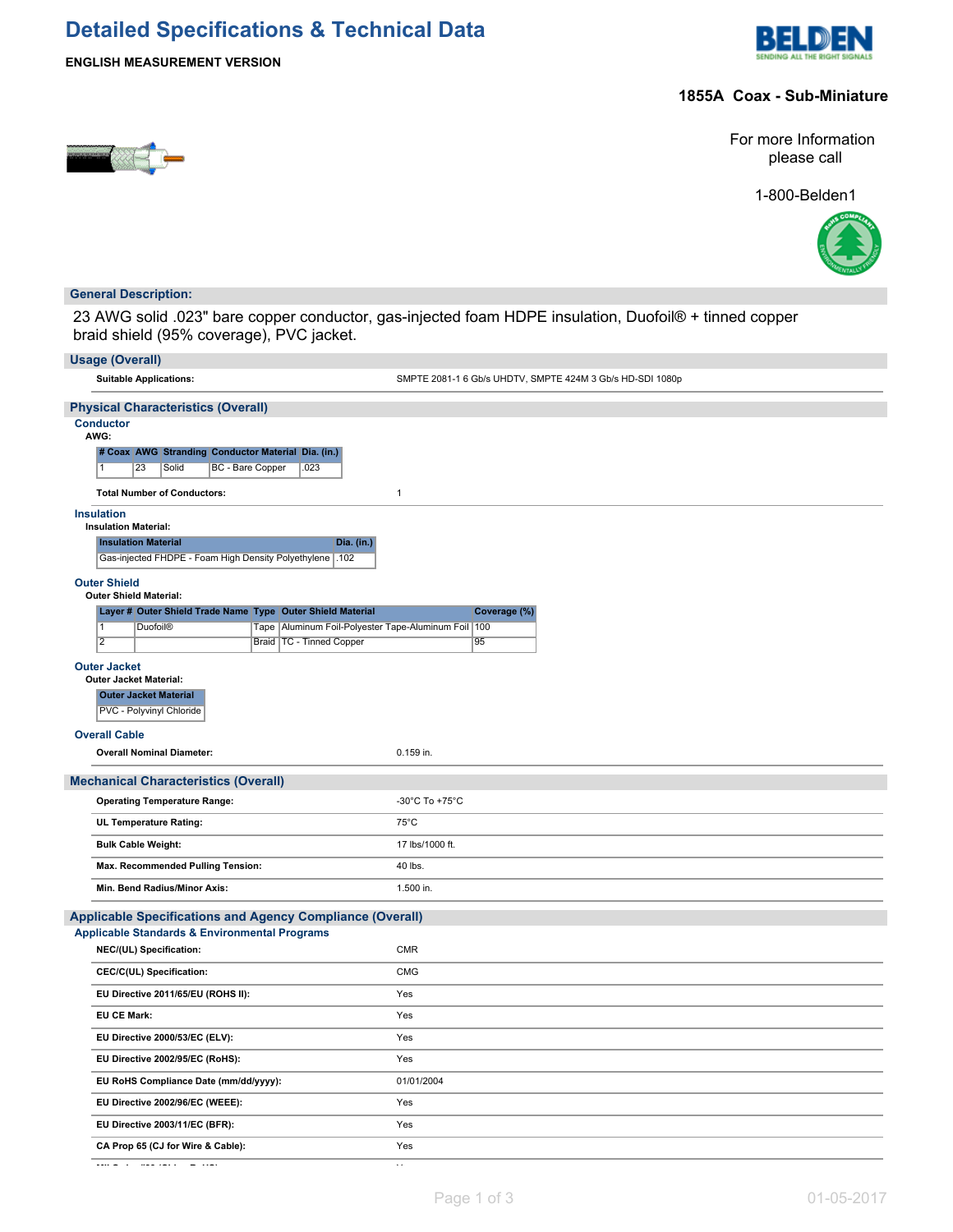# Detailed Specifications & Technical Data

**ENGLISH MEASUREMENT VERSION**

**1855A Coax - Sub-Miniature**

For more Information please call

1-800-Belden1

## General Description:

23 AWG solid .023" bare copper conductor, gas-injected foam HDPE insulation, Duofoil® + tinned copper braid shield (95% coverage), PVC jacket.

## Usage (Overall)

| | |
|---|---|
| **Suitable Applications:** | SMPTE 2081-1 6 Gb/s UHDTV, SMPTE 424M 3 Gb/s HD-SDI 1080p |

## Physical Characteristics (Overall)

### Conductor

**AWG:**

| # Coax | AWG | Stranding | Conductor Material | Dia. (in.) |
|---|---|---|---|---|
| 1 | 23 | Solid | BC - Bare Copper | .023 |

| | |
|---|---|
| **Total Number of Conductors:** | 1 |

### Insulation

**Insulation Material:**

| Insulation Material | Dia. (in.) |
|---|---|
| Gas-injected FHDPE - Foam High Density Polyethylene | .102 |

### Outer Shield

**Outer Shield Material:**

| Layer # | Outer Shield Trade Name | Type | Outer Shield Material | Coverage (%) |
|---|---|---|---|---|
| 1 | Duofoil® | Tape | Aluminum Foil-Polyester Tape-Aluminum Foil | 100 |
| 2 | | Braid | TC - Tinned Copper | 95 |

### Outer Jacket

**Outer Jacket Material:**

| Outer Jacket Material |
|---|
| PVC - Polyvinyl Chloride |

### Overall Cable

| | |
|---|---|
| **Overall Nominal Diameter:** | 0.159 in. |

## Mechanical Characteristics (Overall)

| | |
|---|---|
| **Operating Temperature Range:** | -30°C To +75°C |
| **UL Temperature Rating:** | 75°C |
| **Bulk Cable Weight:** | 17 lbs/1000 ft. |
| **Max. Recommended Pulling Tension:** | 40 lbs. |
| **Min. Bend Radius/Minor Axis:** | 1.500 in. |

## Applicable Specifications and Agency Compliance (Overall)

### Applicable Standards & Environmental Programs

| | |
|---|---|
| **NEC/(UL) Specification:** | CMR |
| **CEC/C(UL) Specification:** | CMG |
| **EU Directive 2011/65/EU (ROHS II):** | Yes |
| **EU CE Mark:** | Yes |
| **EU Directive 2000/53/EC (ELV):** | Yes |
| **EU Directive 2002/95/EC (RoHS):** | Yes |
| **EU RoHS Compliance Date (mm/dd/yyyy):** | 01/01/2004 |
| **EU Directive 2002/96/EC (WEEE):** | Yes |
| **EU Directive 2003/11/EC (BFR):** | Yes |
| **CA Prop 65 (CJ for Wire & Cable):** | Yes |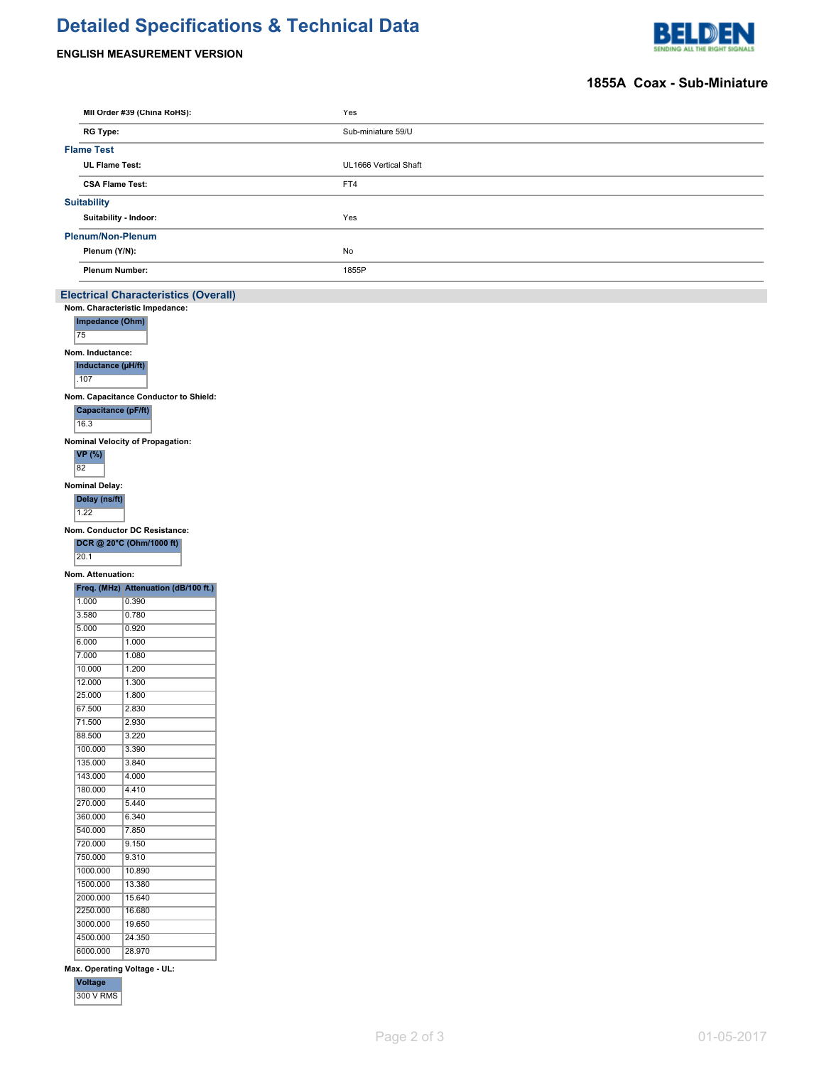# Detailed Specifications & Technical Data

**ENGLISH MEASUREMENT VERSION**

**1855A Coax - Sub-Miniature**

| | |
|---|---|
| **MII Order #39 (China RoHS):** | Yes |
| **RG Type:** | Sub-miniature 59/U |

### Flame Test

| | |
|---|---|
| **UL Flame Test:** | UL1666 Vertical Shaft |
| **CSA Flame Test:** | FT4 |

### Suitability

| | |
|---|---|
| **Suitability - Indoor:** | Yes |

### Plenum/Non-Plenum

| | |
|---|---|
| **Plenum (Y/N):** | No |
| **Plenum Number:** | 1855P |

## Electrical Characteristics (Overall)

**Nom. Characteristic Impedance:**

| Impedance (Ohm) |
|---|
| 75 |

**Nom. Inductance:**

| Inductance (µH/ft) |
|---|
| .107 |

**Nom. Capacitance Conductor to Shield:**

| Capacitance (pF/ft) |
|---|
| 16.3 |

**Nominal Velocity of Propagation:**

| VP (%) |
|---|
| 82 |

**Nominal Delay:**

| Delay (ns/ft) |
|---|
| 1.22 |

**Nom. Conductor DC Resistance:**

| DCR @ 20°C (Ohm/1000 ft) |
|---|
| 20.1 |

**Nom. Attenuation:**

| Freq. (MHz) | Attenuation (dB/100 ft.) |
|---|---|
| 1.000 | 0.390 |
| 3.580 | 0.780 |
| 5.000 | 0.920 |
| 6.000 | 1.000 |
| 7.000 | 1.080 |
| 10.000 | 1.200 |
| 12.000 | 1.300 |
| 25.000 | 1.800 |
| 67.500 | 2.830 |
| 71.500 | 2.930 |
| 88.500 | 3.220 |
| 100.000 | 3.390 |
| 135.000 | 3.840 |
| 143.000 | 4.000 |
| 180.000 | 4.410 |
| 270.000 | 5.440 |
| 360.000 | 6.340 |
| 540.000 | 7.850 |
| 720.000 | 9.150 |
| 750.000 | 9.310 |
| 1000.000 | 10.890 |
| 1500.000 | 13.380 |
| 2000.000 | 15.640 |
| 2250.000 | 16.680 |
| 3000.000 | 19.650 |
| 4500.000 | 24.350 |
| 6000.000 | 28.970 |

**Max. Operating Voltage - UL:**

| Voltage |
|---|
| 300 V RMS |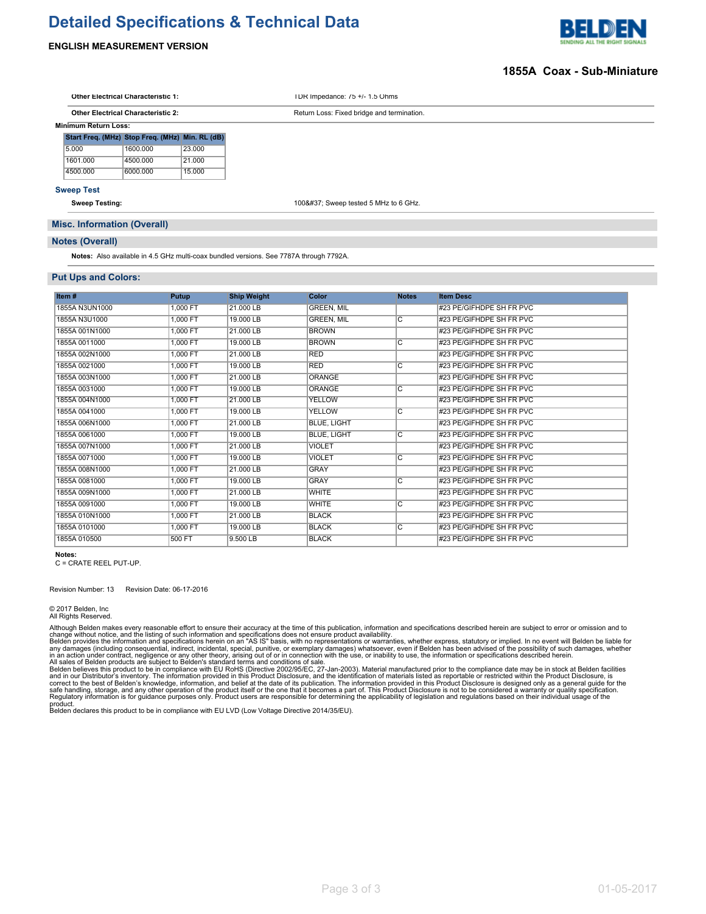# Detailed Specifications & Technical Data

**ENGLISH MEASUREMENT VERSION**

## 1855A Coax - Sub-Miniature

| | |
|---|---|
| **Other Electrical Characteristic 1:** | TDR Impedance: 75 +/- 1.5 Ohms |
| **Other Electrical Characteristic 2:** | Return Loss: Fixed bridge and termination. |

**Minimum Return Loss:**

| Start Freq. (MHz) | Stop Freq. (MHz) | Min. RL (dB) |
|---|---|---|
| 5.000 | 1600.000 | 23.000 |
| 1601.000 | 4500.000 | 21.000 |
| 4500.000 | 6000.000 | 15.000 |

### Sweep Test

| | |
|---|---|
| **Sweep Testing:** | 100&#37; Sweep tested 5 MHz to 6 GHz. |

### Misc. Information (Overall)

### Notes (Overall)

**Notes:** Also available in 4.5 GHz multi-coax bundled versions. See 7787A through 7792A.

### Put Ups and Colors:

| Item # | Putup | Ship Weight | Color | Notes | Item Desc |
|---|---|---|---|---|---|
| 1855A N3UN1000 | 1,000 FT | 21.000 LB | GREEN, MIL | | #23 PE/GIFHDPE SH FR PVC |
| 1855A N3U1000 | 1,000 FT | 19.000 LB | GREEN, MIL | C | #23 PE/GIFHDPE SH FR PVC |
| 1855A 001N1000 | 1,000 FT | 21.000 LB | BROWN | | #23 PE/GIFHDPE SH FR PVC |
| 1855A 0011000 | 1,000 FT | 19.000 LB | BROWN | C | #23 PE/GIFHDPE SH FR PVC |
| 1855A 002N1000 | 1,000 FT | 21.000 LB | RED | | #23 PE/GIFHDPE SH FR PVC |
| 1855A 0021000 | 1,000 FT | 19.000 LB | RED | C | #23 PE/GIFHDPE SH FR PVC |
| 1855A 003N1000 | 1,000 FT | 21.000 LB | ORANGE | | #23 PE/GIFHDPE SH FR PVC |
| 1855A 0031000 | 1,000 FT | 19.000 LB | ORANGE | C | #23 PE/GIFHDPE SH FR PVC |
| 1855A 004N1000 | 1,000 FT | 21.000 LB | YELLOW | | #23 PE/GIFHDPE SH FR PVC |
| 1855A 0041000 | 1,000 FT | 19.000 LB | YELLOW | C | #23 PE/GIFHDPE SH FR PVC |
| 1855A 006N1000 | 1,000 FT | 21.000 LB | BLUE, LIGHT | | #23 PE/GIFHDPE SH FR PVC |
| 1855A 0061000 | 1,000 FT | 19.000 LB | BLUE, LIGHT | C | #23 PE/GIFHDPE SH FR PVC |
| 1855A 007N1000 | 1,000 FT | 21.000 LB | VIOLET | | #23 PE/GIFHDPE SH FR PVC |
| 1855A 0071000 | 1,000 FT | 19.000 LB | VIOLET | C | #23 PE/GIFHDPE SH FR PVC |
| 1855A 008N1000 | 1,000 FT | 21.000 LB | GRAY | | #23 PE/GIFHDPE SH FR PVC |
| 1855A 0081000 | 1,000 FT | 19.000 LB | GRAY | C | #23 PE/GIFHDPE SH FR PVC |
| 1855A 009N1000 | 1,000 FT | 21.000 LB | WHITE | | #23 PE/GIFHDPE SH FR PVC |
| 1855A 0091000 | 1,000 FT | 19.000 LB | WHITE | C | #23 PE/GIFHDPE SH FR PVC |
| 1855A 010N1000 | 1,000 FT | 21.000 LB | BLACK | | #23 PE/GIFHDPE SH FR PVC |
| 1855A 0101000 | 1,000 FT | 19.000 LB | BLACK | C | #23 PE/GIFHDPE SH FR PVC |
| 1855A 010500 | 500 FT | 9.500 LB | BLACK | | #23 PE/GIFHDPE SH FR PVC |

**Notes:**
C = CRATE REEL PUT-UP.

Revision Number: 13 Revision Date: 06-17-2016

© 2017 Belden, Inc
All Rights Reserved.

Although Belden makes every reasonable effort to ensure their accuracy at the time of this publication, information and specifications described herein are subject to error or omission and to change without notice, and the listing of such information and specifications does not ensure product availability.
Belden provides the information and specifications herein on an "AS IS" basis, with no representations or warranties, whether express, statutory or implied. In no event will Belden be liable for any damages (including consequential, indirect, incidental, special, punitive, or exemplary damages) whatsoever, even if Belden has been advised of the possibility of such damages, whether in an action under contract, negligence or any other theory, arising out of or in connection with the use, or inability to use, the information or specifications described herein.
All sales of Belden products are subject to Belden's standard terms and conditions of sale.
Belden believes this product to be in compliance with EU RoHS (Directive 2002/95/EC, 27-Jan-2003). Material manufactured prior to the compliance date may be in stock at Belden facilities and in our Distributor's inventory. The information provided in this Product Disclosure, and the identification of materials listed as reportable or restricted within the Product Disclosure, is correct to the best of Belden's knowledge, information, and belief at the date of its publication. The information provided in this Product Disclosure is designed only as a general guide for the safe handling, storage, and any other operation of the product itself or the one that it becomes a part of. This Product Disclosure is not to be considered a warranty or quality specification. Regulatory information is for guidance purposes only. Product users are responsible for determining the applicability of legislation and regulations based on their individual usage of the product.
Belden declares this product to be in compliance with EU LVD (Low Voltage Directive 2014/35/EU).